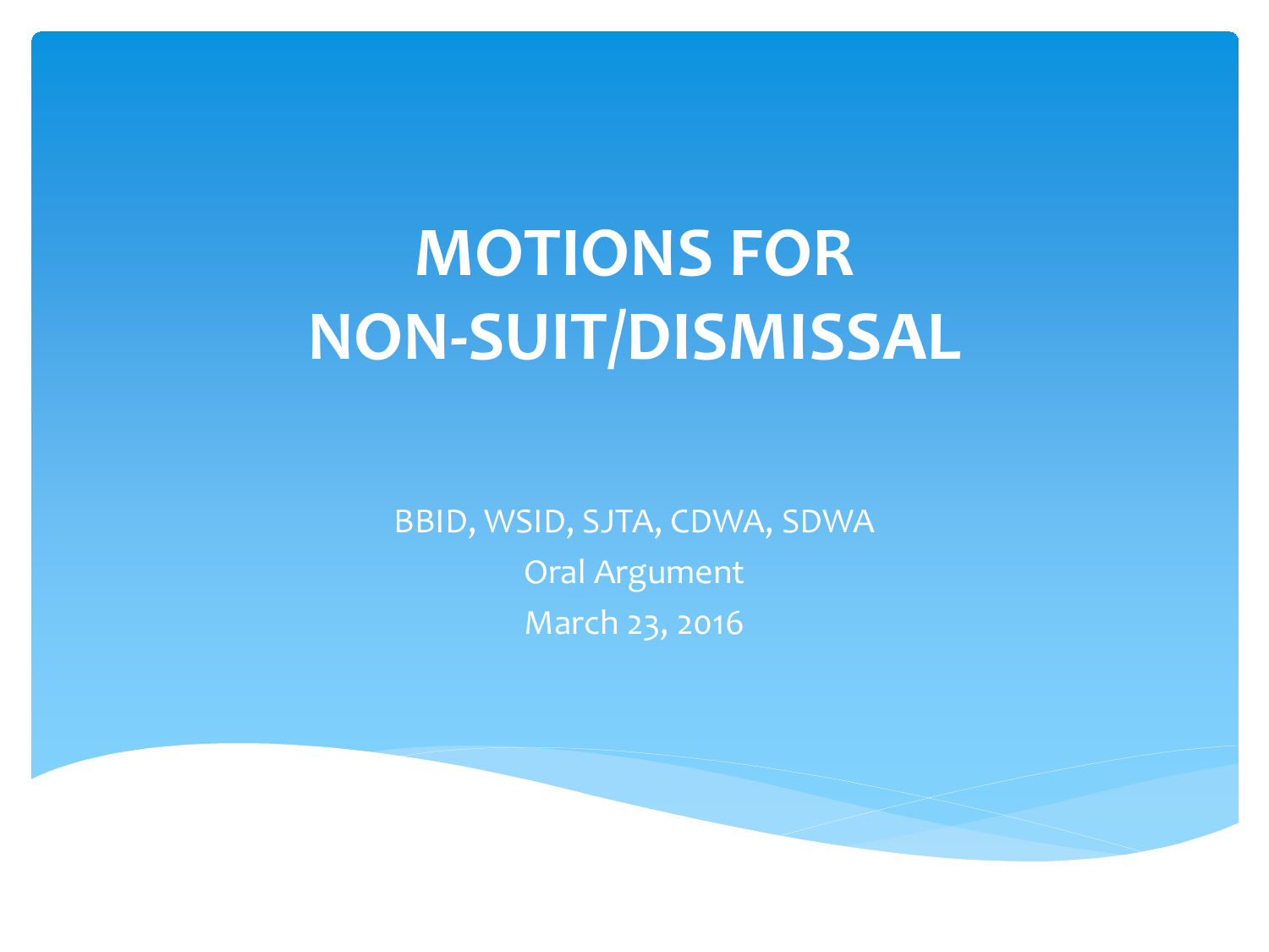# MOTIONS FOR NON-SUIT/DISMISSAL

BBID, WSID, SJTA, CDWA, SDWA

Oral Argument

March 23, 2016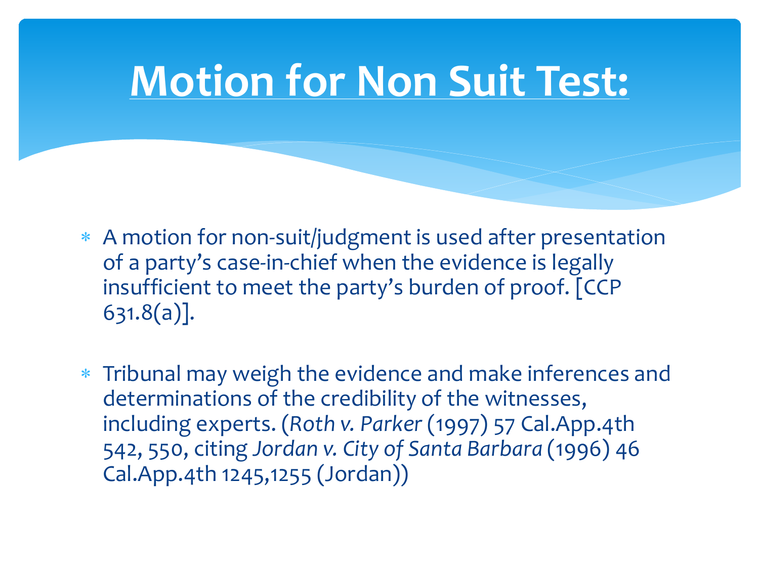# Motion for Non Suit Test:

- A motion for non-suit/judgment is used after presentation of a party's case-in-chief when the evidence is legally insufficient to meet the party's burden of proof. [CCP 631.8(a)].

- Tribunal may weigh the evidence and make inferences and determinations of the credibility of the witnesses, including experts. (*Roth v. Parker* (1997) 57 Cal.App.4th 542, 550, citing *Jordan v. City of Santa Barbara* (1996) 46 Cal.App.4th 1245,1255 (Jordan))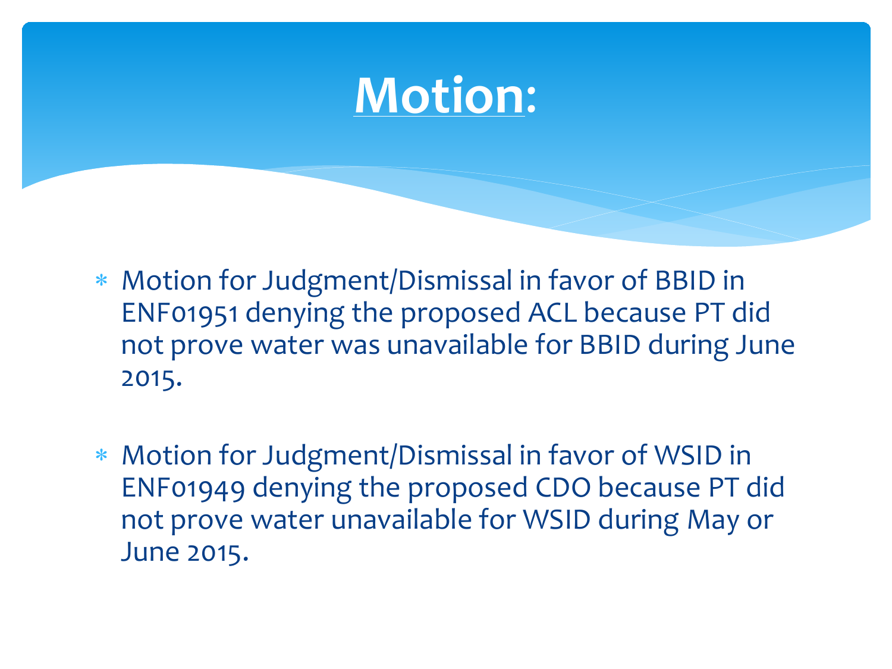# Motion:

* Motion for Judgment/Dismissal in favor of BBID in ENF01951 denying the proposed ACL because PT did not prove water was unavailable for BBID during June 2015.

* Motion for Judgment/Dismissal in favor of WSID in ENF01949 denying the proposed CDO because PT did not prove water unavailable for WSID during May or June 2015.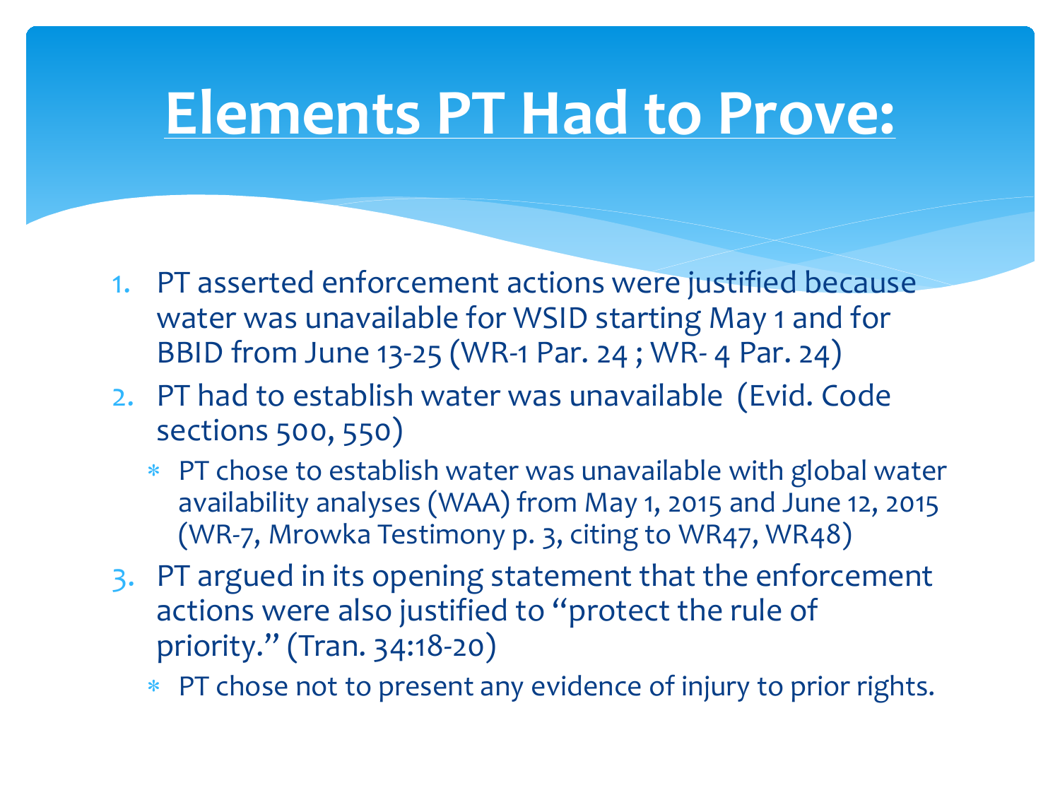# Elements PT Had to Prove:

1. PT asserted enforcement actions were justified because water was unavailable for WSID starting May 1 and for BBID from June 13-25 (WR-1 Par. 24 ; WR- 4 Par. 24)
2. PT had to establish water was unavailable (Evid. Code sections 500, 550)
   * PT chose to establish water was unavailable with global water availability analyses (WAA) from May 1, 2015 and June 12, 2015 (WR-7, Mrowka Testimony p. 3, citing to WR47, WR48)
3. PT argued in its opening statement that the enforcement actions were also justified to "protect the rule of priority." (Tran. 34:18-20)
   * PT chose not to present any evidence of injury to prior rights.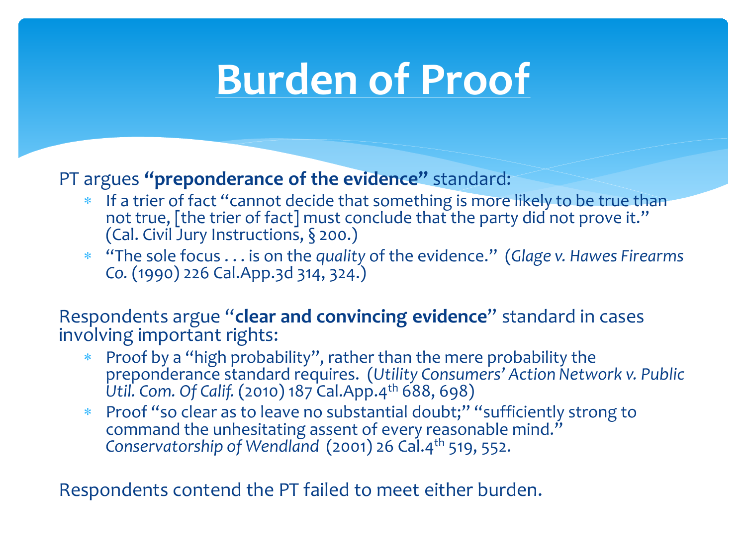# Burden of Proof

PT argues **"preponderance of the evidence"** standard:

* If a trier of fact "cannot decide that something is more likely to be true than not true, [the trier of fact] must conclude that the party did not prove it." (Cal. Civil Jury Instructions, § 200.)
* "The sole focus . . . is on the *quality* of the evidence." (*Glage v. Hawes Firearms Co.* (1990) 226 Cal.App.3d 314, 324.)

Respondents argue "**clear and convincing evidence**" standard in cases involving important rights:

* Proof by a "high probability", rather than the mere probability the preponderance standard requires. (*Utility Consumers' Action Network v. Public Util. Com. Of Calif.* (2010) 187 Cal.App.4th 688, 698)
* Proof "so clear as to leave no substantial doubt;" "sufficiently strong to command the unhesitating assent of every reasonable mind." *Conservatorship of Wendland* (2001) 26 Cal.4th 519, 552.

Respondents contend the PT failed to meet either burden.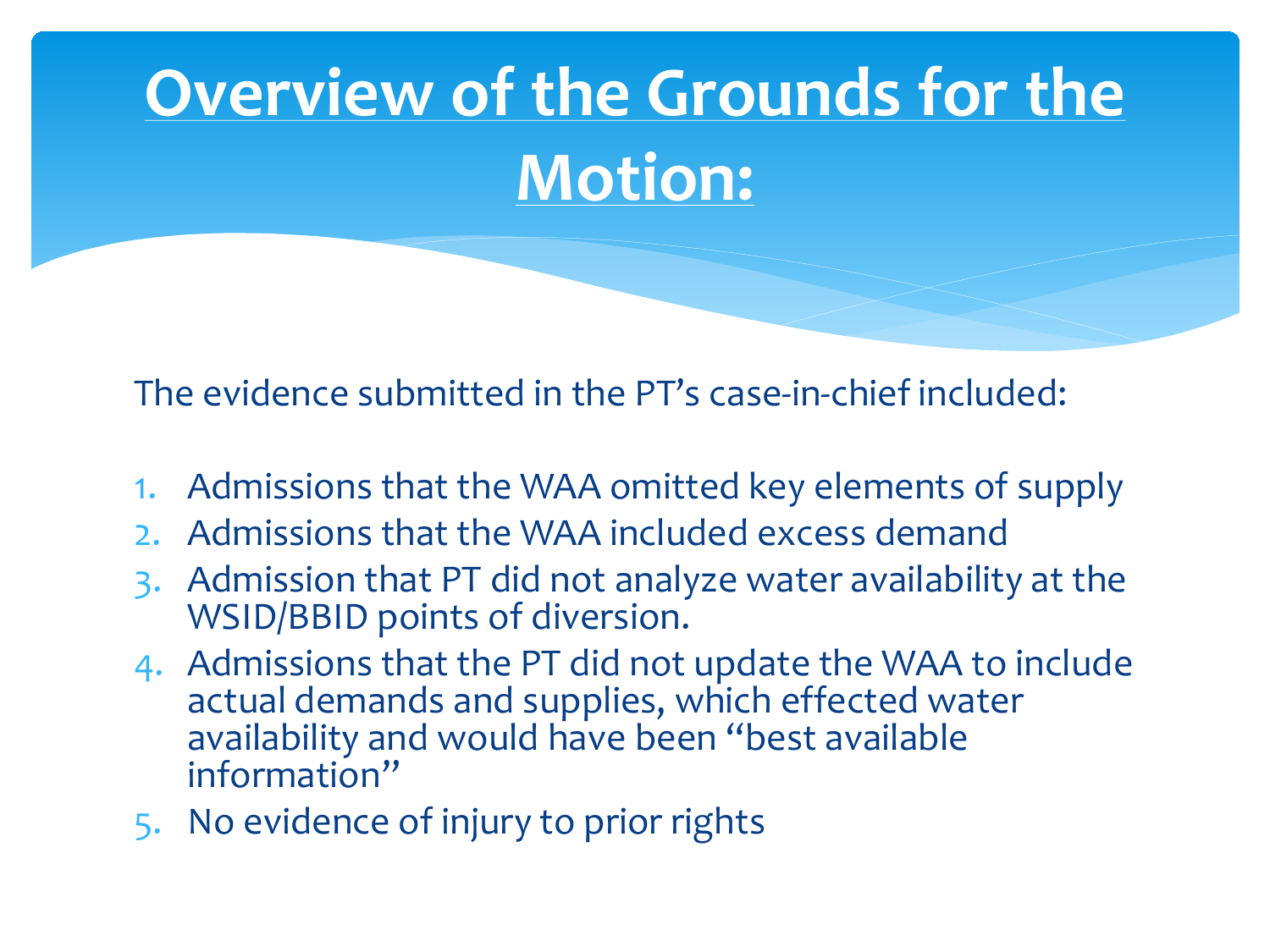# Overview of the Grounds for the Motion:

The evidence submitted in the PT's case-in-chief included:

1. Admissions that the WAA omitted key elements of supply
2. Admissions that the WAA included excess demand
3. Admission that PT did not analyze water availability at the WSID/BBID points of diversion.
4. Admissions that the PT did not update the WAA to include actual demands and supplies, which effected water availability and would have been "best available information"
5. No evidence of injury to prior rights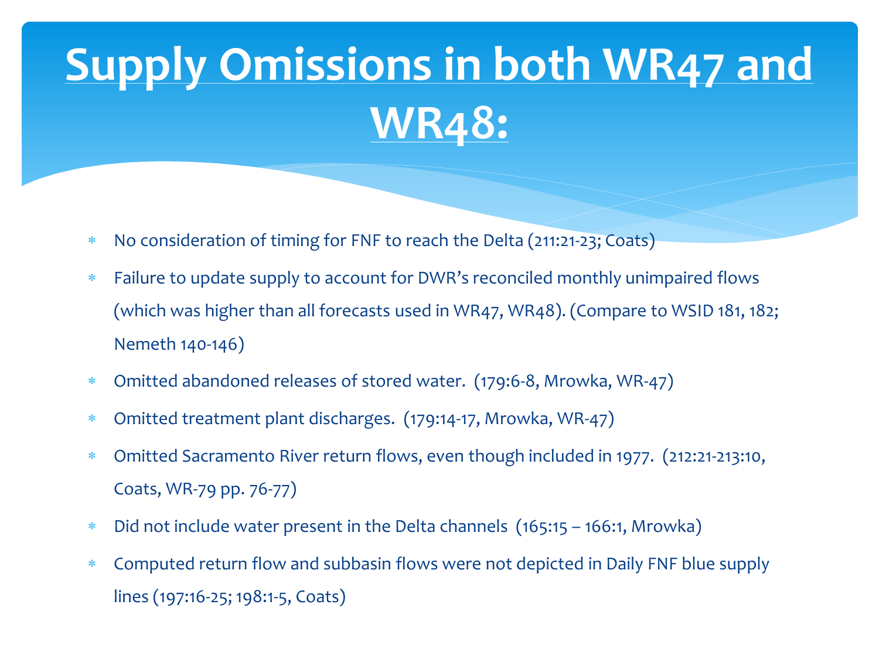# Supply Omissions in both WR47 and WR48:

- No consideration of timing for FNF to reach the Delta (211:21-23; Coats)
- Failure to update supply to account for DWR's reconciled monthly unimpaired flows (which was higher than all forecasts used in WR47, WR48). (Compare to WSID 181, 182; Nemeth 140-146)
- Omitted abandoned releases of stored water. (179:6-8, Mrowka, WR-47)
- Omitted treatment plant discharges. (179:14-17, Mrowka, WR-47)
- Omitted Sacramento River return flows, even though included in 1977. (212:21-213:10, Coats, WR-79 pp. 76-77)
- Did not include water present in the Delta channels (165:15 – 166:1, Mrowka)
- Computed return flow and subbasin flows were not depicted in Daily FNF blue supply lines (197:16-25; 198:1-5, Coats)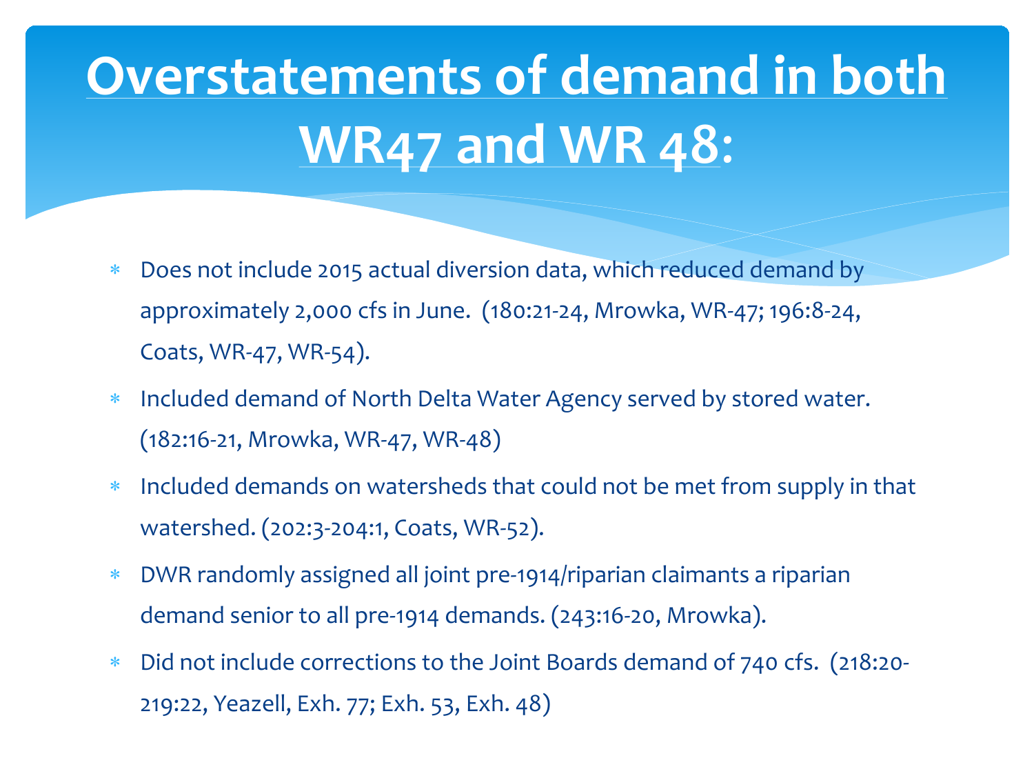# Overstatements of demand in both WR47 and WR 48:

* Does not include 2015 actual diversion data, which reduced demand by approximately 2,000 cfs in June. (180:21-24, Mrowka, WR-47; 196:8-24, Coats, WR-47, WR-54).
* Included demand of North Delta Water Agency served by stored water. (182:16-21, Mrowka, WR-47, WR-48)
* Included demands on watersheds that could not be met from supply in that watershed. (202:3-204:1, Coats, WR-52).
* DWR randomly assigned all joint pre-1914/riparian claimants a riparian demand senior to all pre-1914 demands. (243:16-20, Mrowka).
* Did not include corrections to the Joint Boards demand of 740 cfs. (218:20-219:22, Yeazell, Exh. 77; Exh. 53, Exh. 48)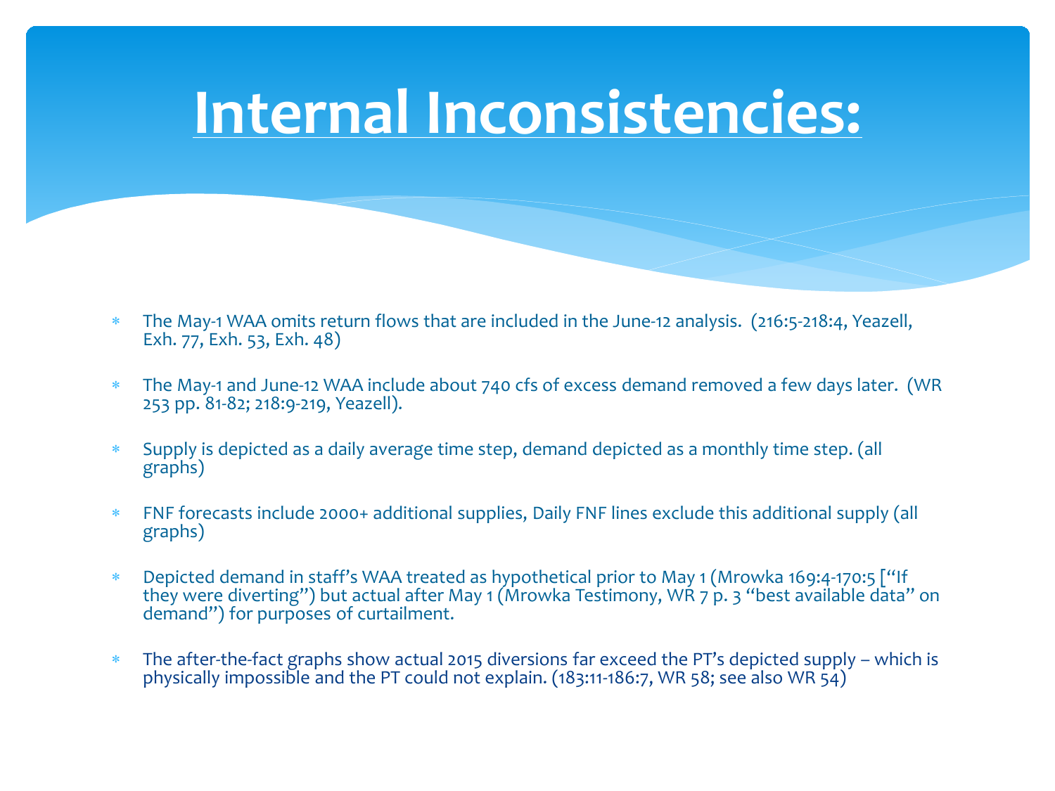# Internal Inconsistencies:

- The May-1 WAA omits return flows that are included in the June-12 analysis. (216:5-218:4, Yeazell, Exh. 77, Exh. 53, Exh. 48)
- The May-1 and June-12 WAA include about 740 cfs of excess demand removed a few days later. (WR 253 pp. 81-82; 218:9-219, Yeazell).
- Supply is depicted as a daily average time step, demand depicted as a monthly time step. (all graphs)
- FNF forecasts include 2000+ additional supplies, Daily FNF lines exclude this additional supply (all graphs)
- Depicted demand in staff's WAA treated as hypothetical prior to May 1 (Mrowka 169:4-170:5 ["If they were diverting") but actual after May 1 (Mrowka Testimony, WR 7 p. 3 "best available data" on demand") for purposes of curtailment.
- The after-the-fact graphs show actual 2015 diversions far exceed the PT's depicted supply – which is physically impossible and the PT could not explain. (183:11-186:7, WR 58; see also WR 54)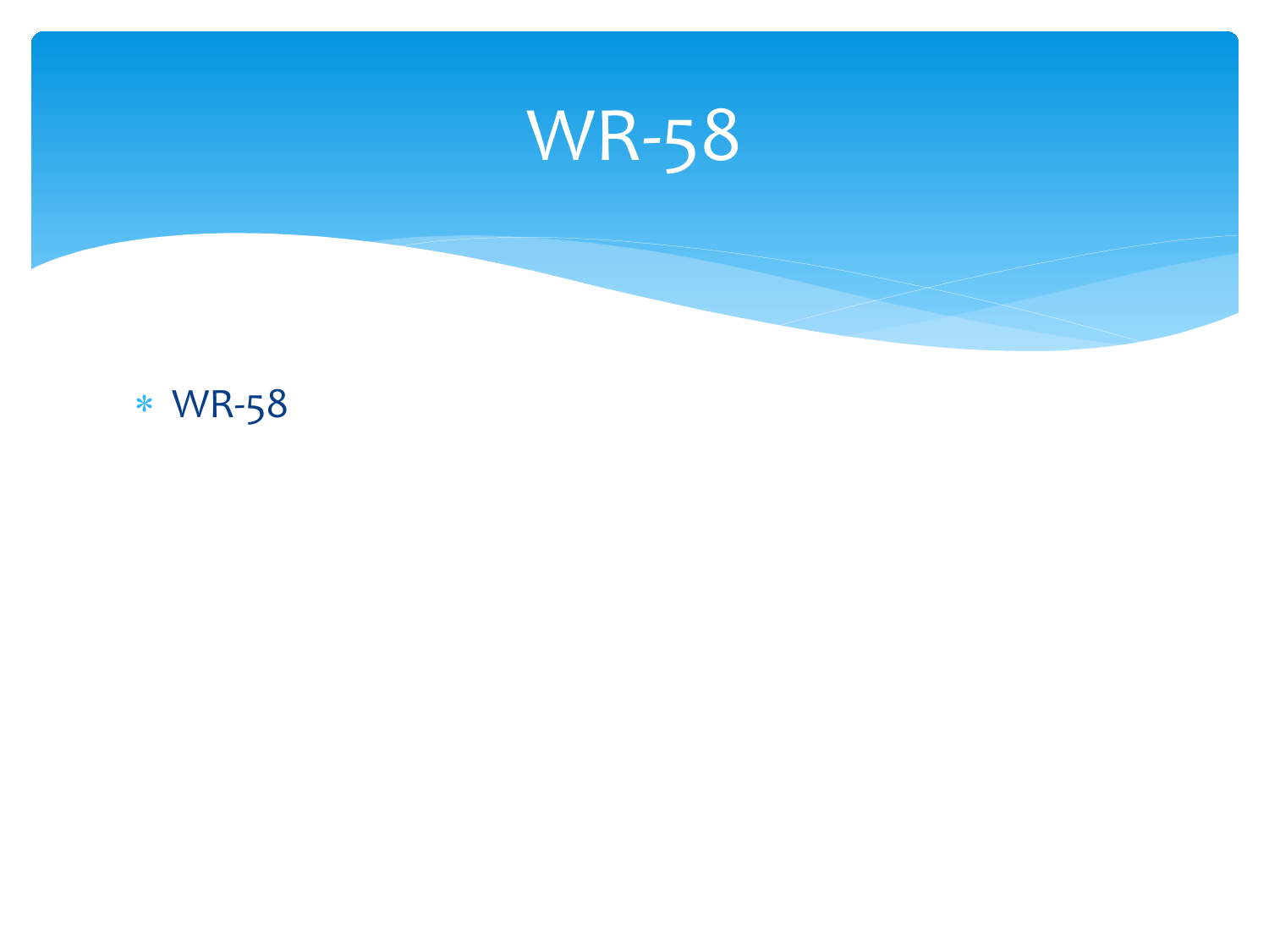# WR-58

- WR-58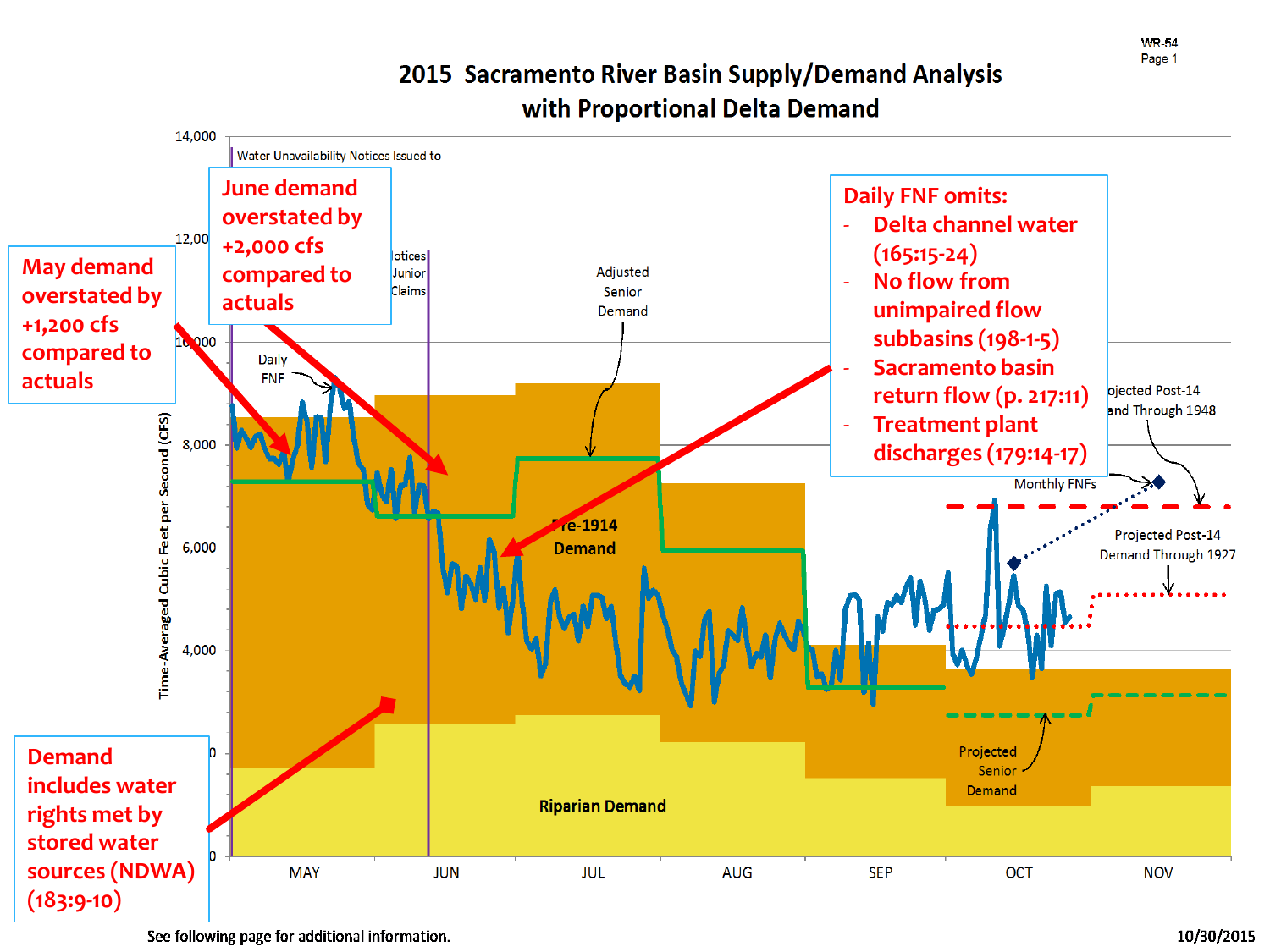WR-54
Page 1

# 2015 Sacramento River Basin Supply/Demand Analysis with Proportional Delta Demand

Water Unavailability Notices Issued to

Notices Junior Claims

May demand overstated by +1,200 cfs compared to actuals

June demand overstated by +2,000 cfs compared to actuals

Daily FNF omits:

- Delta channel water (165:15-24)
- No flow from unimpaired flow subbasins (198-1-5)
- Sacramento basin return flow (p. 217:11)
- Treatment plant discharges (179:14-17)

Demand includes water rights met by stored water sources (NDWA) (183:9-10)

Daily FNF

Adjusted Senior Demand

Pre-1914 Demand

Riparian Demand

Monthly FNFs

Projected Post-14 Demand Through 1948

Projected Post-14 Demand Through 1927

Projected Senior Demand

Time-Averaged Cubic Feet per Second (CFS)

14,000 | 12,000 | 10,000 | 8,000 | 6,000 | 4,000

MAY | JUN | JUL | AUG | SEP | OCT | NOV

See following page for additional information.

10/30/2015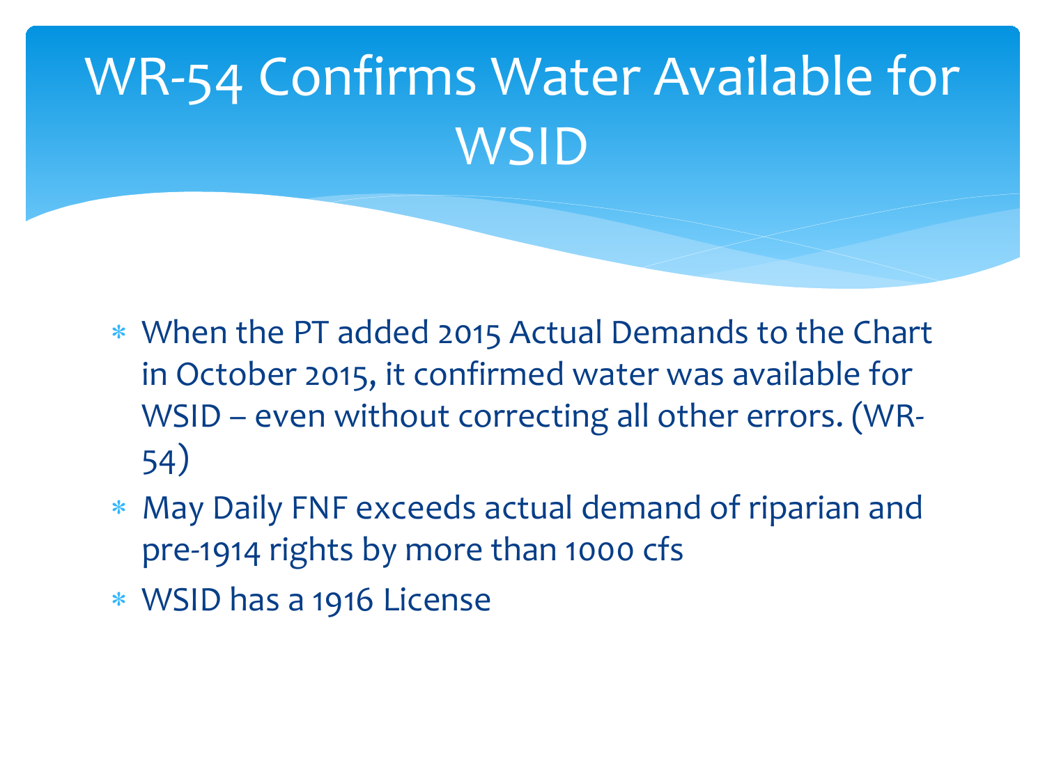# WR-54 Confirms Water Available for WSID

- When the PT added 2015 Actual Demands to the Chart in October 2015, it confirmed water was available for WSID – even without correcting all other errors. (WR-54)
- May Daily FNF exceeds actual demand of riparian and pre-1914 rights by more than 1000 cfs
- WSID has a 1916 License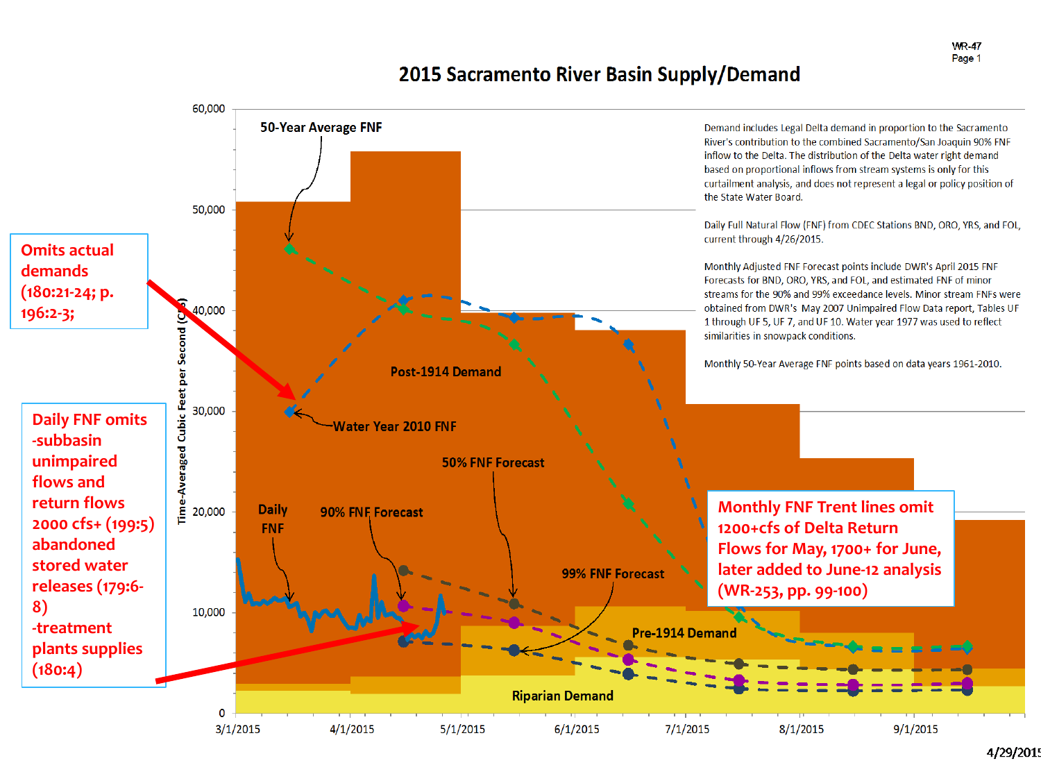WR-47
Page 1

# 2015 Sacramento River Basin Supply/Demand

Demand includes Legal Delta demand in proportion to the Sacramento River's contribution to the combined Sacramento/San Joaquin 90% FNF inflow to the Delta. The distribution of the Delta water right demand based on proportional inflows from stream systems is only for this curtailment analysis, and does not represent a legal or policy position of the State Water Board.

Daily Full Natural Flow (FNF) from CDEC Stations BND, ORO, YRS, and FOL, current through 4/26/2015.

Monthly Adjusted FNF Forecast points include DWR's April 2015 FNF Forecasts for BND, ORO, YRS, and FOL, and estimated FNF of minor streams for the 90% and 99% exceedance levels. Minor stream FNFs were obtained from DWR's May 2007 Unimpaired Flow Data report, Tables UF 1 through UF 5, UF 7, and UF 10. Water year 1977 was used to reflect similarities in snowpack conditions.

Monthly 50-Year Average FNF points based on data years 1961-2010.

Chart labels: 50-Year Average FNF; Water Year 2010 FNF; Post-1914 Demand; 50% FNF Forecast; Daily FNF; 90% FNF Forecast; 99% FNF Forecast; Pre-1914 Demand; Riparian Demand.

Y-axis: Time-Averaged Cubic Feet per Second (CFS) — 0; 10,000; 20,000; 30,000; 40,000; 50,000; 60,000

X-axis: 3/1/2015; 4/1/2015; 5/1/2015; 6/1/2015; 7/1/2015; 8/1/2015; 9/1/2015

**Omits actual demands (180:21-24; p. 196:2-3;**

**Daily FNF omits**
**-subbasin unimpaired flows and return flows 2000 cfs+ (199:5)**
**abandoned stored water releases (179:6-8)**
**-treatment plants supplies (180:4)**

**Monthly FNF Trent lines omit 1200+cfs of Delta Return Flows for May, 1700+ for June, later added to June-12 analysis (WR-253, pp. 99-100)**

4/29/2015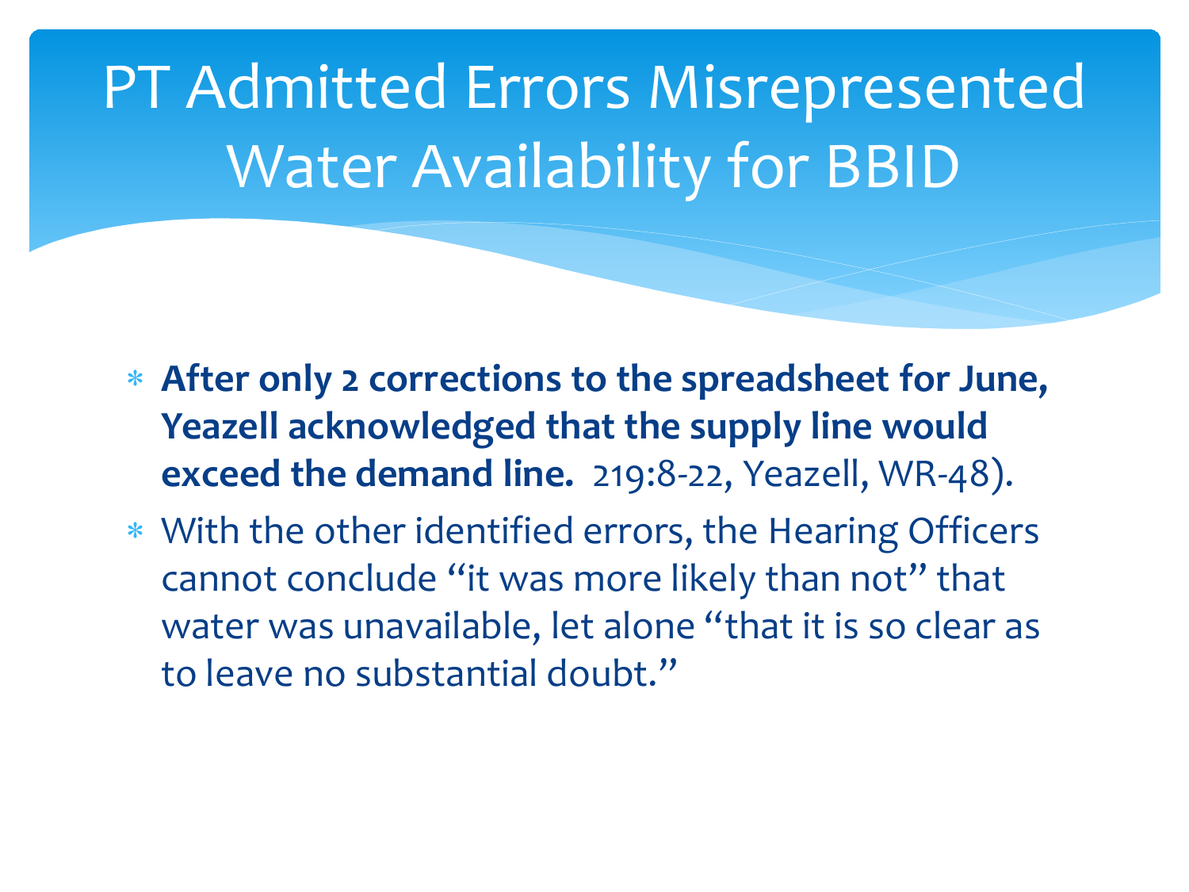# PT Admitted Errors Misrepresented Water Availability for BBID

* **After only 2 corrections to the spreadsheet for June, Yeazell acknowledged that the supply line would exceed the demand line.** 219:8-22, Yeazell, WR-48).
* With the other identified errors, the Hearing Officers cannot conclude "it was more likely than not" that water was unavailable, let alone "that it is so clear as to leave no substantial doubt."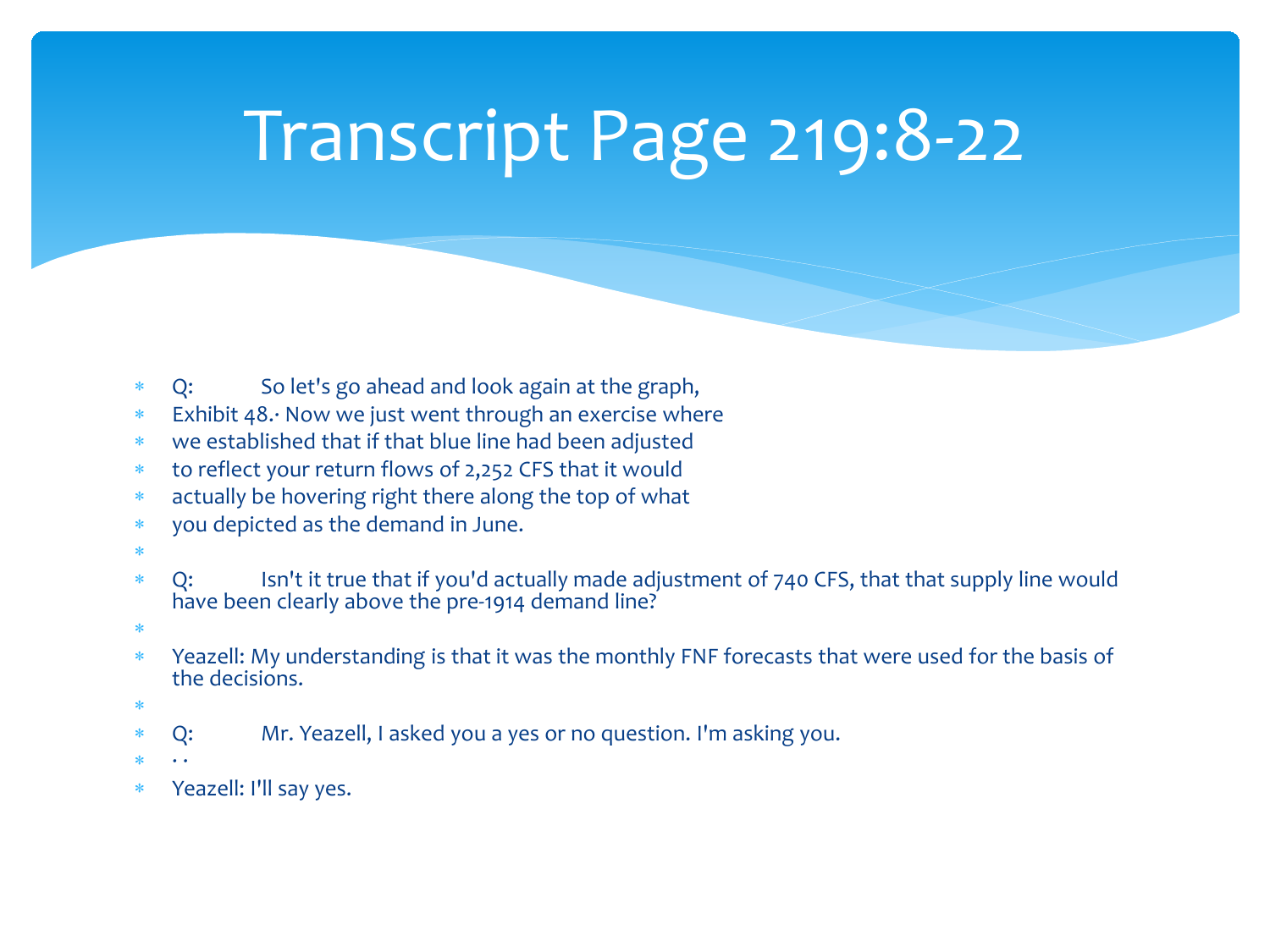# Transcript Page 219:8-22

- Q: So let's go ahead and look again at the graph,
- Exhibit 48.· Now we just went through an exercise where
- we established that if that blue line had been adjusted
- to reflect your return flows of 2,252 CFS that it would
- actually be hovering right there along the top of what
- you depicted as the demand in June.
- Q: Isn't it true that if you'd actually made adjustment of 740 CFS, that that supply line would have been clearly above the pre-1914 demand line?
- Yeazell: My understanding is that it was the monthly FNF forecasts that were used for the basis of the decisions.
- Q: Mr. Yeazell, I asked you a yes or no question. I'm asking you.
- · ·
- Yeazell: I'll say yes.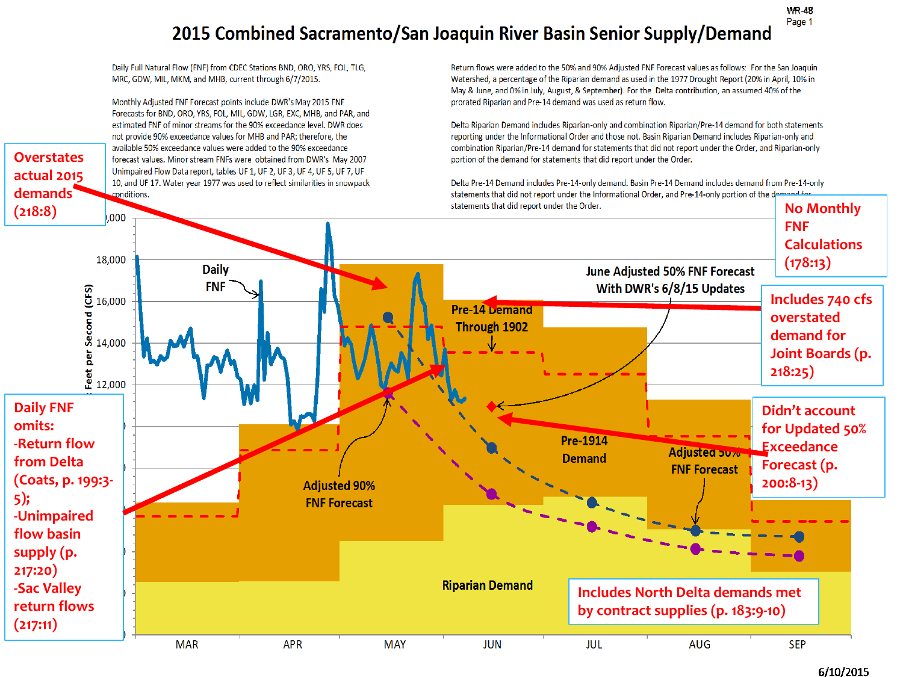WR-48
Page 1

# 2015 Combined Sacramento/San Joaquin River Basin Senior Supply/Demand

Daily Full Natural Flow (FNF) from CDEC Stations BND, ORO, YRS, FOL, TLG, MRC, GDW, MIL, MKM, and MHB, current through 6/7/2015.

Monthly Adjusted FNF Forecast points include DWR's May 2015 FNF Forecasts for BND, ORO, YRS, FOL, MIL, GDW, LGR, EXC, MHB, and PAR, and estimated FNF of minor streams for the 90% exceedance level. DWR does not provide 90% exceedance values for MHB and PAR; therefore, the available 50% exceedance values were added to the 90% exceedance forecast values. Minor stream FNFs were obtained from DWR's May 2007 Unimpaired Flow Data report, tables UF 1, UF 2, UF 3, UF 4, UF 5, UF 7, UF 10, and UF 17. Water year 1977 was used to reflect similarities in snowpack conditions.

Return flows were added to the 50% and 90% Adjusted FNF Forecast values as follows: For the San Joaquin Watershed, a percentage of the Riparian demand as used in the 1977 Drought Report (20% in April, 10% in May & June, and 0% in July, August, & September). For the Delta contribution, an assumed 40% of the prorated Riparian and Pre-14 demand was used as return flow.

Delta Riparian Demand includes Riparian-only and combination Riparian/Pre-14 demand for both statements reporting under the Informational Order and those not. Basin Riparian Demand includes Riparian-only and combination Riparian/Pre-14 demand for statements that did not report under the Order, and Riparian-only portion of the demand for statements that did report under the Order.

Delta Pre-14 Demand includes Pre-14-only demand. Basin Pre-14 Demand includes demand from Pre-14-only statements that did not report under the Informational Order, and Pre-14-only portion of the demand for statements that did report under the Order.

Overstates actual 2015 demands (218:8)

No Monthly FNF Calculations (178:13)

Includes 740 cfs overstated demand for Joint Boards (p. 218:25)

Didn't account for Updated 50% Exceedance Forecast (p. 200:8-13)

Daily FNF omits:
- Return flow from Delta (Coats, p. 199:3-5);
- Unimpaired flow basin supply (p. 217:20)
- Sac Valley return flows (217:11)

Includes North Delta demands met by contract supplies (p. 183:9-10)

Chart labels: Daily FNF; Pre-14 Demand Through 1902; June Adjusted 50% FNF Forecast With DWR's 6/8/15 Updates; Pre-1914 Demand; Adjusted 90% FNF Forecast; Adjusted 50% FNF Forecast; Riparian Demand. Y-axis: Feet per Second (CFS), 12,000–20,000. X-axis: MAR, APR, MAY, JUN, JUL, AUG, SEP.

6/10/2015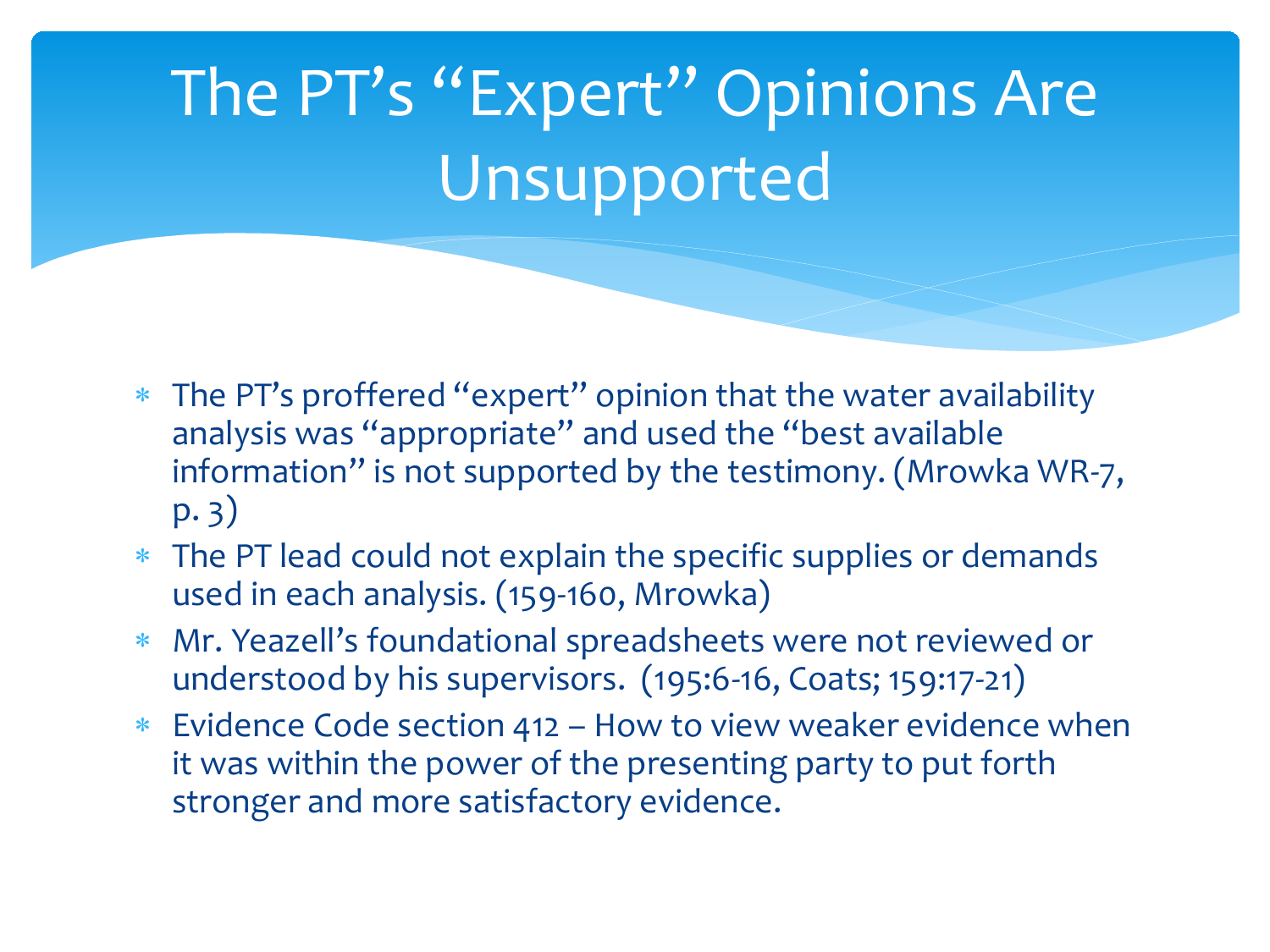# The PT's "Expert" Opinions Are Unsupported

* The PT's proffered "expert" opinion that the water availability analysis was "appropriate" and used the "best available information" is not supported by the testimony. (Mrowka WR-7, p. 3)
* The PT lead could not explain the specific supplies or demands used in each analysis. (159-160, Mrowka)
* Mr. Yeazell's foundational spreadsheets were not reviewed or understood by his supervisors. (195:6-16, Coats; 159:17-21)
* Evidence Code section 412 – How to view weaker evidence when it was within the power of the presenting party to put forth stronger and more satisfactory evidence.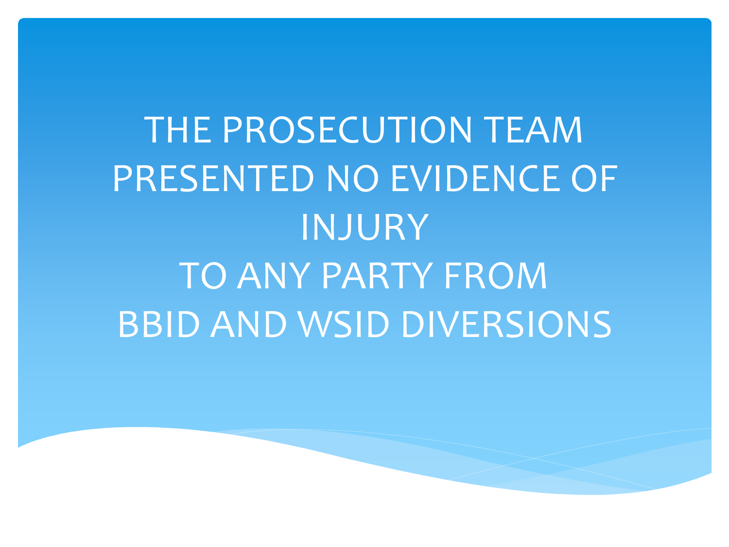# THE PROSECUTION TEAM PRESENTED NO EVIDENCE OF INJURY TO ANY PARTY FROM BBID AND WSID DIVERSIONS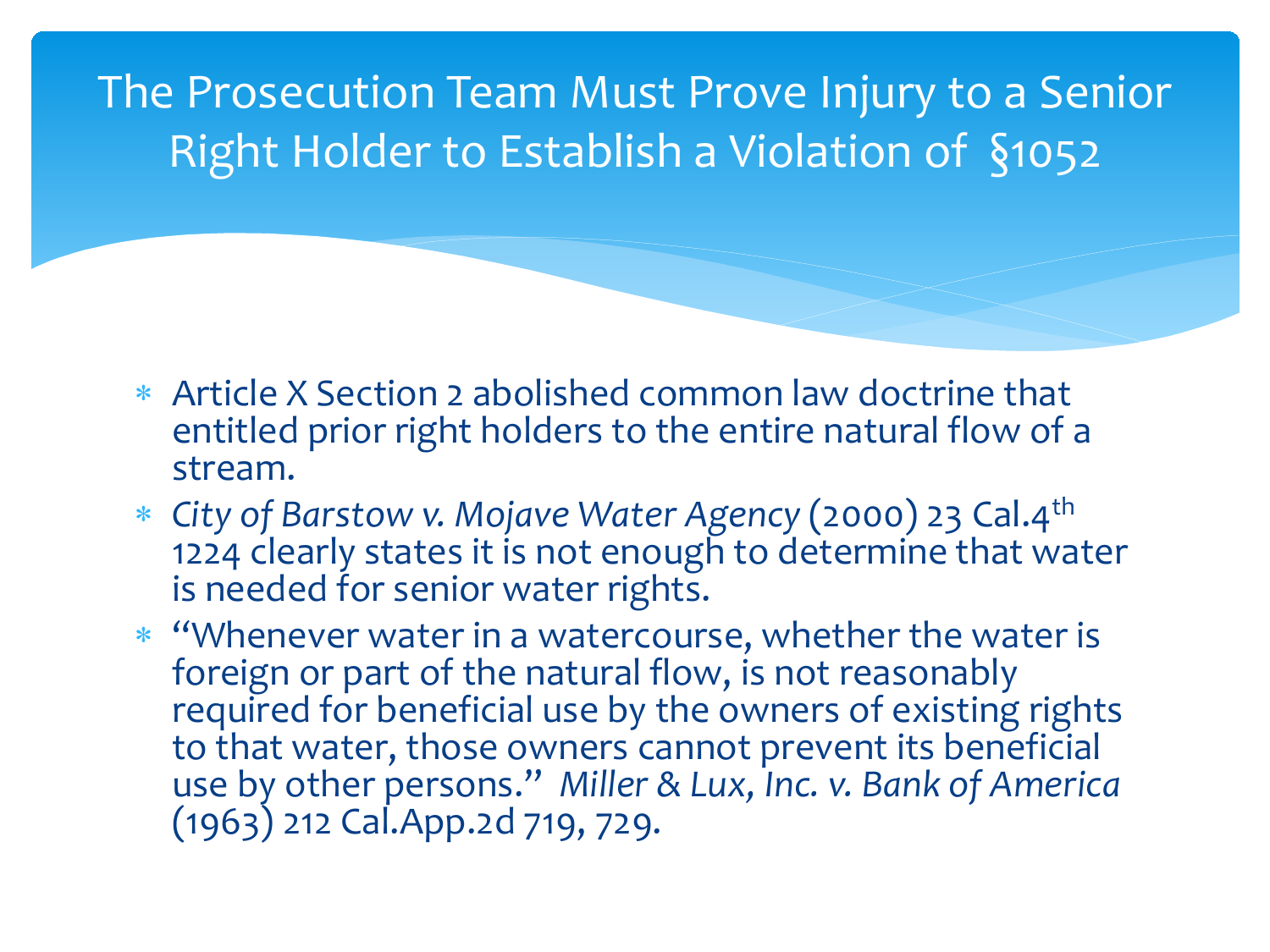# The Prosecution Team Must Prove Injury to a Senior Right Holder to Establish a Violation of §1052

* Article X Section 2 abolished common law doctrine that entitled prior right holders to the entire natural flow of a stream.
* *City of Barstow v. Mojave Water Agency* (2000) 23 Cal.4th 1224 clearly states it is not enough to determine that water is needed for senior water rights.
* "Whenever water in a watercourse, whether the water is foreign or part of the natural flow, is not reasonably required for beneficial use by the owners of existing rights to that water, those owners cannot prevent its beneficial use by other persons." *Miller & Lux, Inc. v. Bank of America* (1963) 212 Cal.App.2d 719, 729.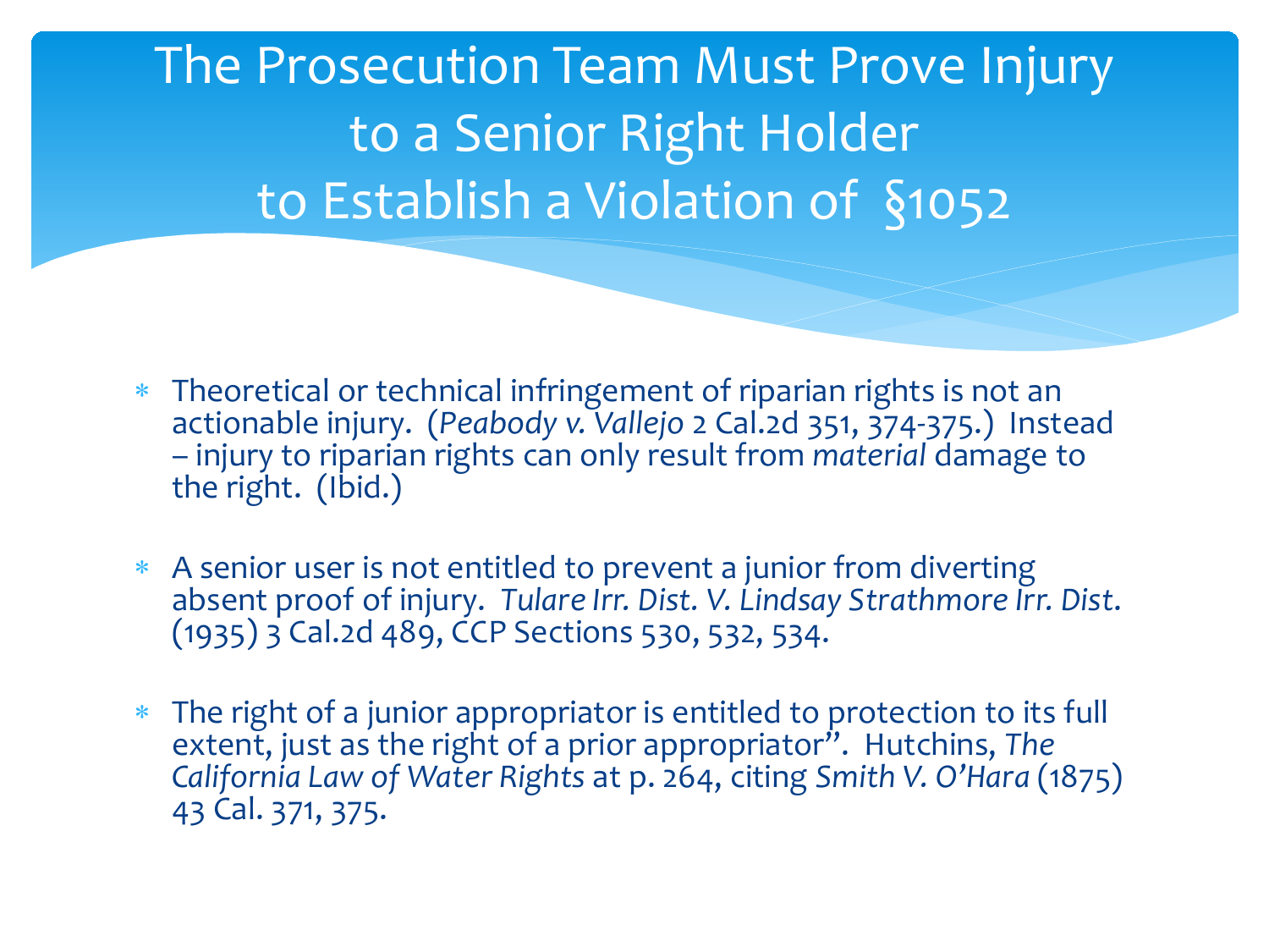# The Prosecution Team Must Prove Injury to a Senior Right Holder to Establish a Violation of §1052

- Theoretical or technical infringement of riparian rights is not an actionable injury. (*Peabody v. Vallejo* 2 Cal.2d 351, 374-375.) Instead – injury to riparian rights can only result from *material* damage to the right. (Ibid.)
- A senior user is not entitled to prevent a junior from diverting absent proof of injury. *Tulare Irr. Dist. V. Lindsay Strathmore Irr. Dist.* (1935) 3 Cal.2d 489, CCP Sections 530, 532, 534.
- The right of a junior appropriator is entitled to protection to its full extent, just as the right of a prior appropriator". Hutchins, *The California Law of Water Rights* at p. 264, citing *Smith V. O'Hara* (1875) 43 Cal. 371, 375.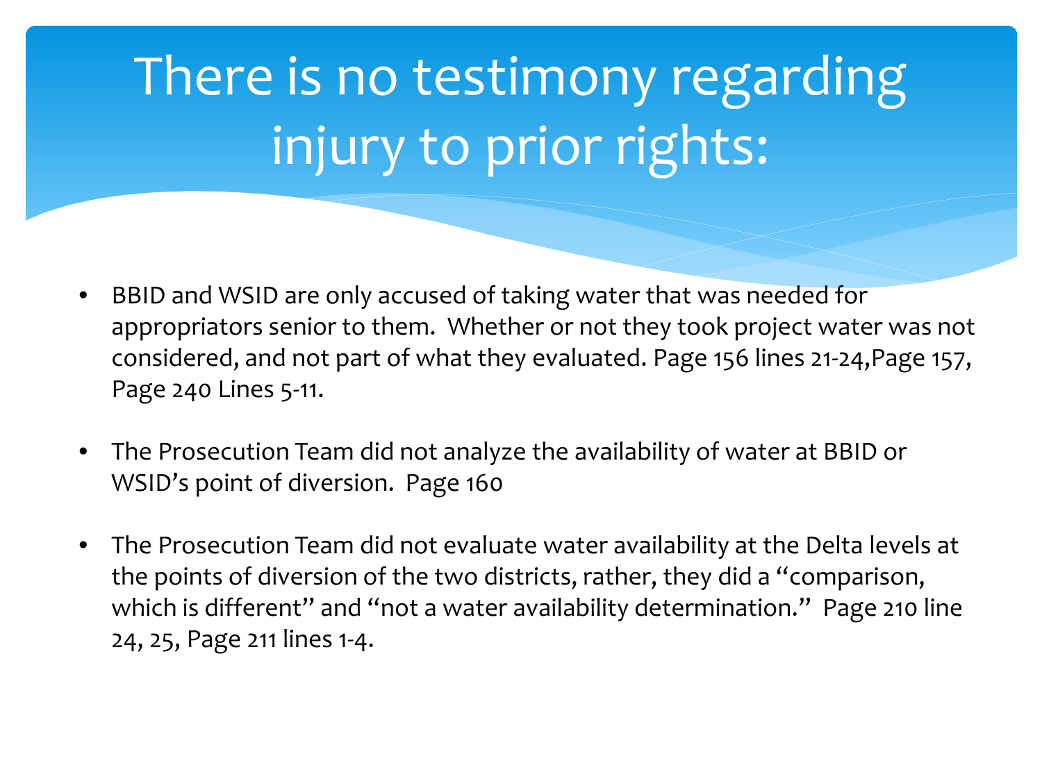# There is no testimony regarding injury to prior rights:

- BBID and WSID are only accused of taking water that was needed for appropriators senior to them. Whether or not they took project water was not considered, and not part of what they evaluated. Page 156 lines 21-24,Page 157, Page 240 Lines 5-11.

- The Prosecution Team did not analyze the availability of water at BBID or WSID's point of diversion. Page 160

- The Prosecution Team did not evaluate water availability at the Delta levels at the points of diversion of the two districts, rather, they did a "comparison, which is different" and "not a water availability determination." Page 210 line 24, 25, Page 211 lines 1-4.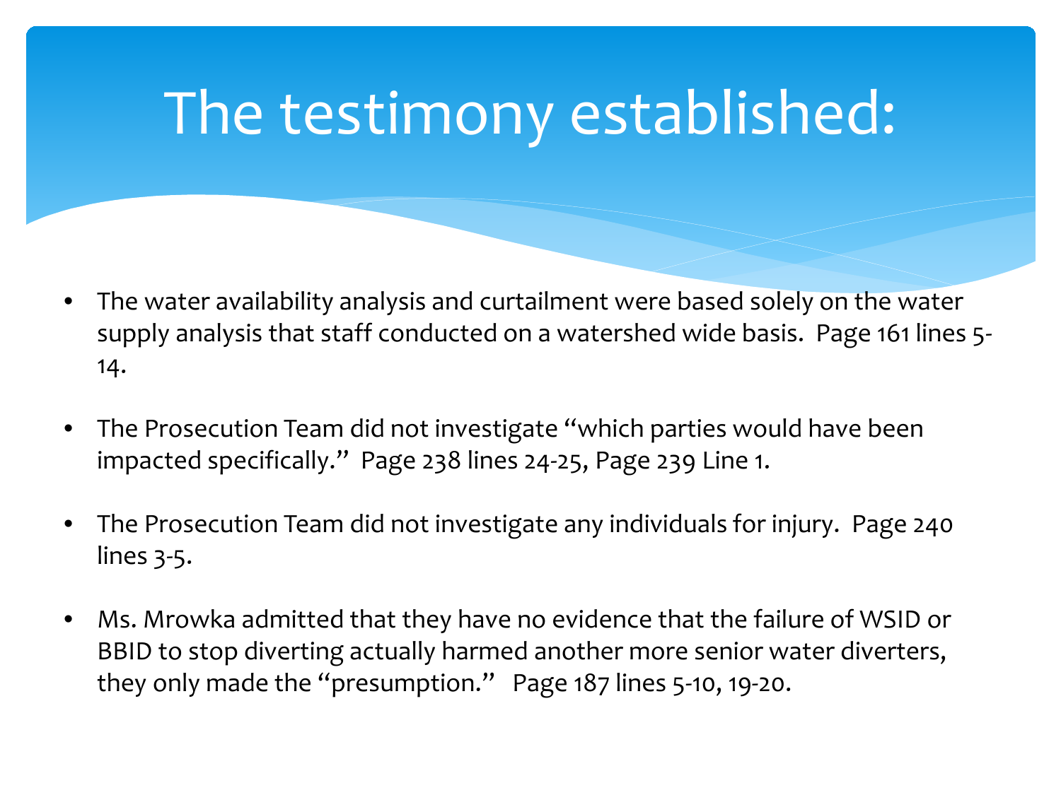# The testimony established:

- The water availability analysis and curtailment were based solely on the water supply analysis that staff conducted on a watershed wide basis. Page 161 lines 5-14.
- The Prosecution Team did not investigate "which parties would have been impacted specifically." Page 238 lines 24-25, Page 239 Line 1.
- The Prosecution Team did not investigate any individuals for injury. Page 240 lines 3-5.
- Ms. Mrowka admitted that they have no evidence that the failure of WSID or BBID to stop diverting actually harmed another more senior water diverters, they only made the "presumption." Page 187 lines 5-10, 19-20.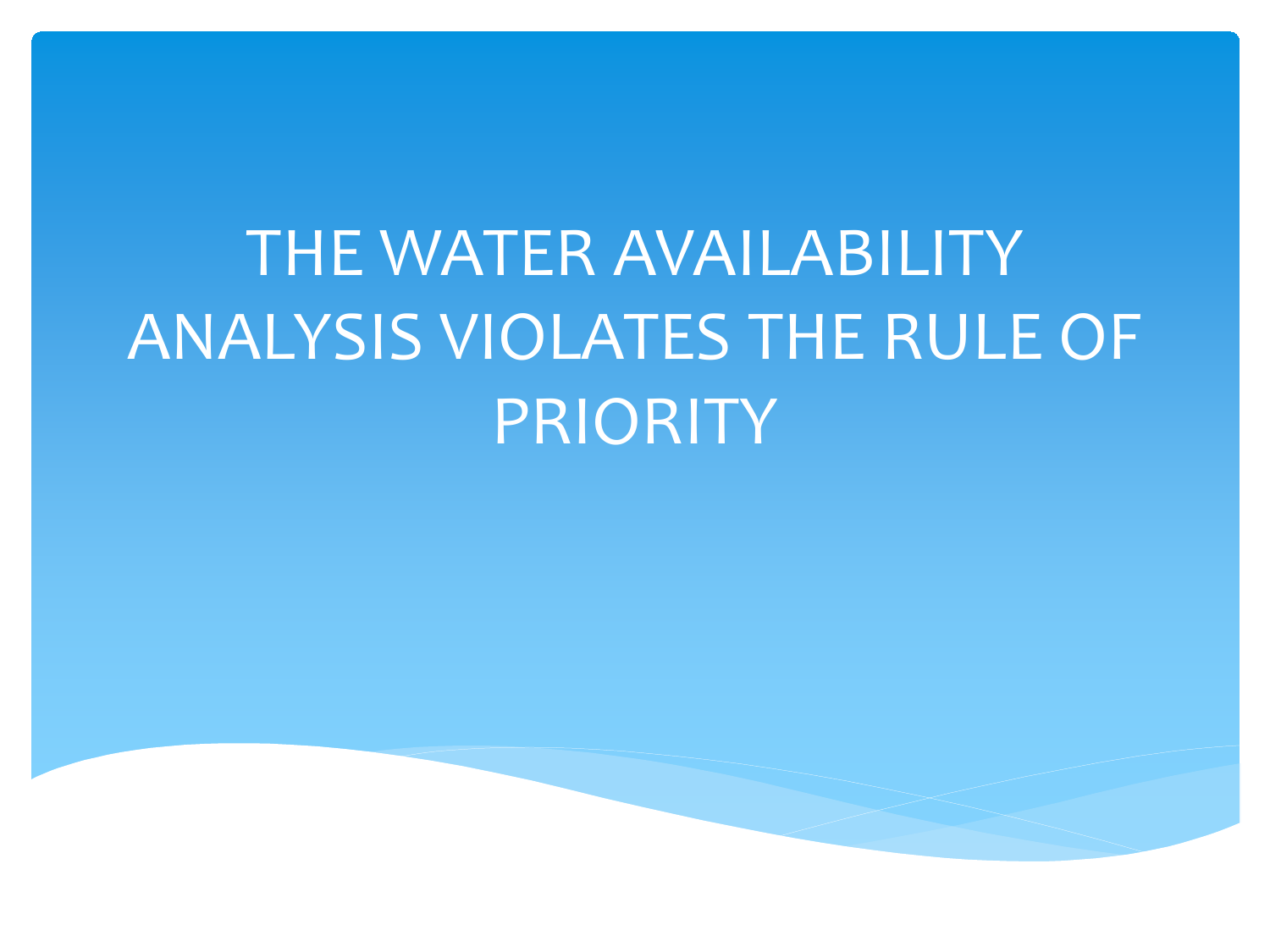# THE WATER AVAILABILITY ANALYSIS VIOLATES THE RULE OF PRIORITY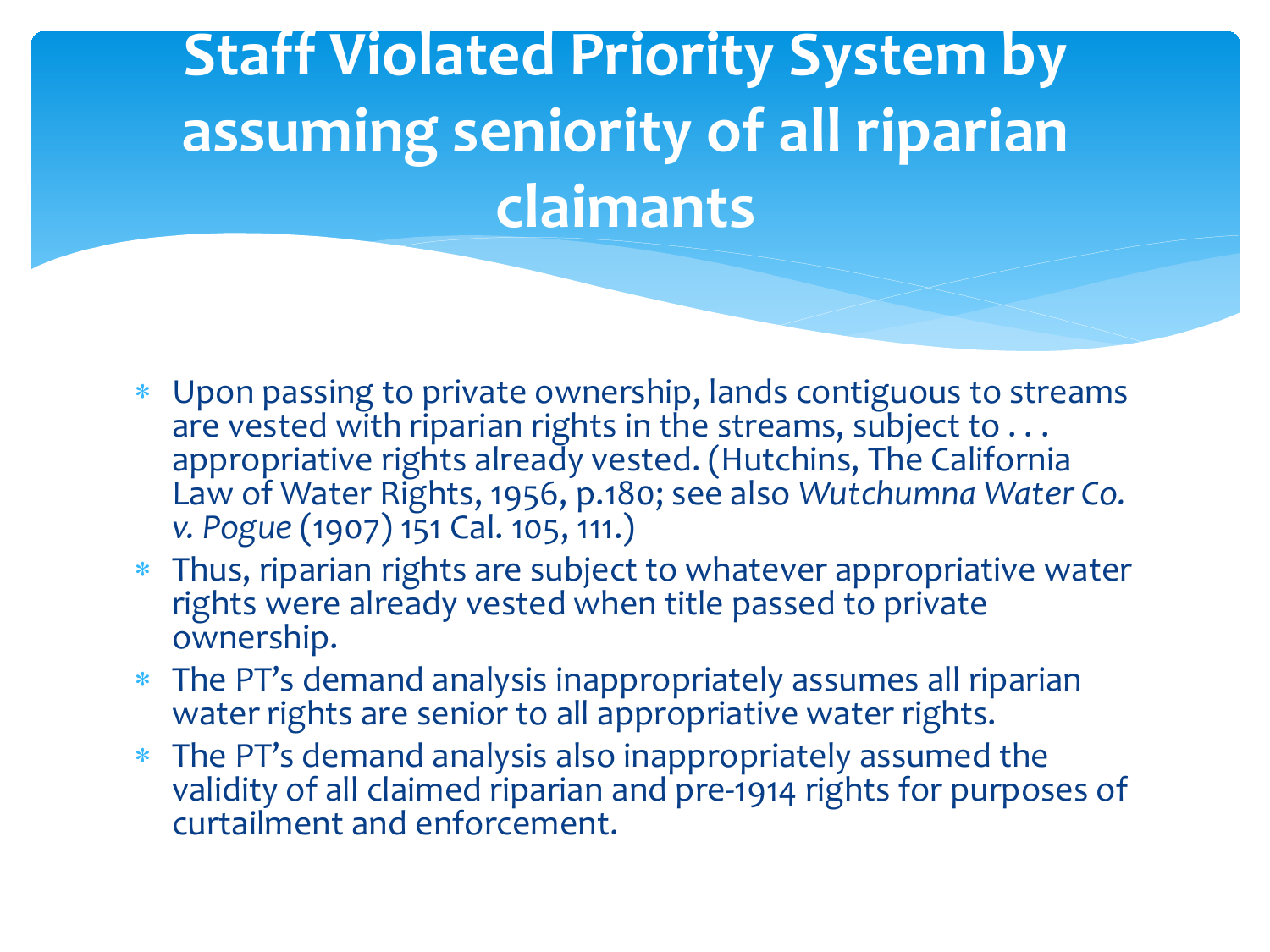# Staff Violated Priority System by assuming seniority of all riparian claimants

- Upon passing to private ownership, lands contiguous to streams are vested with riparian rights in the streams, subject to . . . appropriative rights already vested. (Hutchins, The California Law of Water Rights, 1956, p.180; see also *Wutchumna Water Co. v. Pogue* (1907) 151 Cal. 105, 111.)
- Thus, riparian rights are subject to whatever appropriative water rights were already vested when title passed to private ownership.
- The PT's demand analysis inappropriately assumes all riparian water rights are senior to all appropriative water rights.
- The PT's demand analysis also inappropriately assumed the validity of all claimed riparian and pre-1914 rights for purposes of curtailment and enforcement.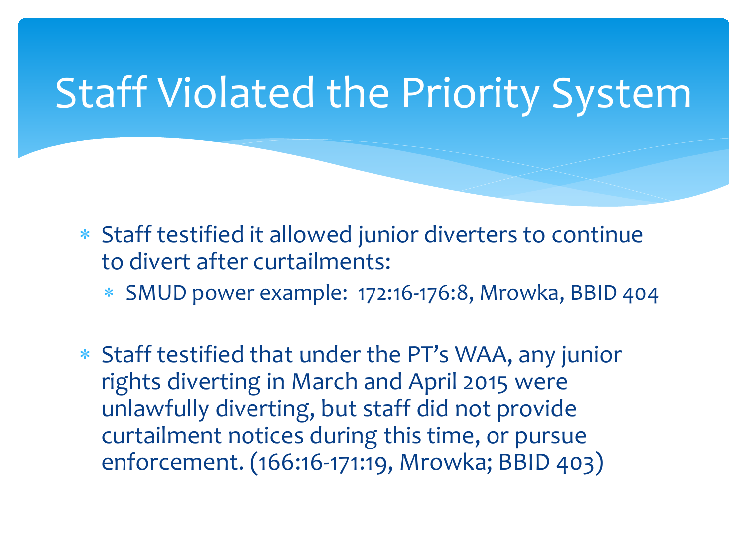# Staff Violated the Priority System

- Staff testified it allowed junior diverters to continue to divert after curtailments:
  - SMUD power example: 172:16-176:8, Mrowka, BBID 404
- Staff testified that under the PT's WAA, any junior rights diverting in March and April 2015 were unlawfully diverting, but staff did not provide curtailment notices during this time, or pursue enforcement. (166:16-171:19, Mrowka; BBID 403)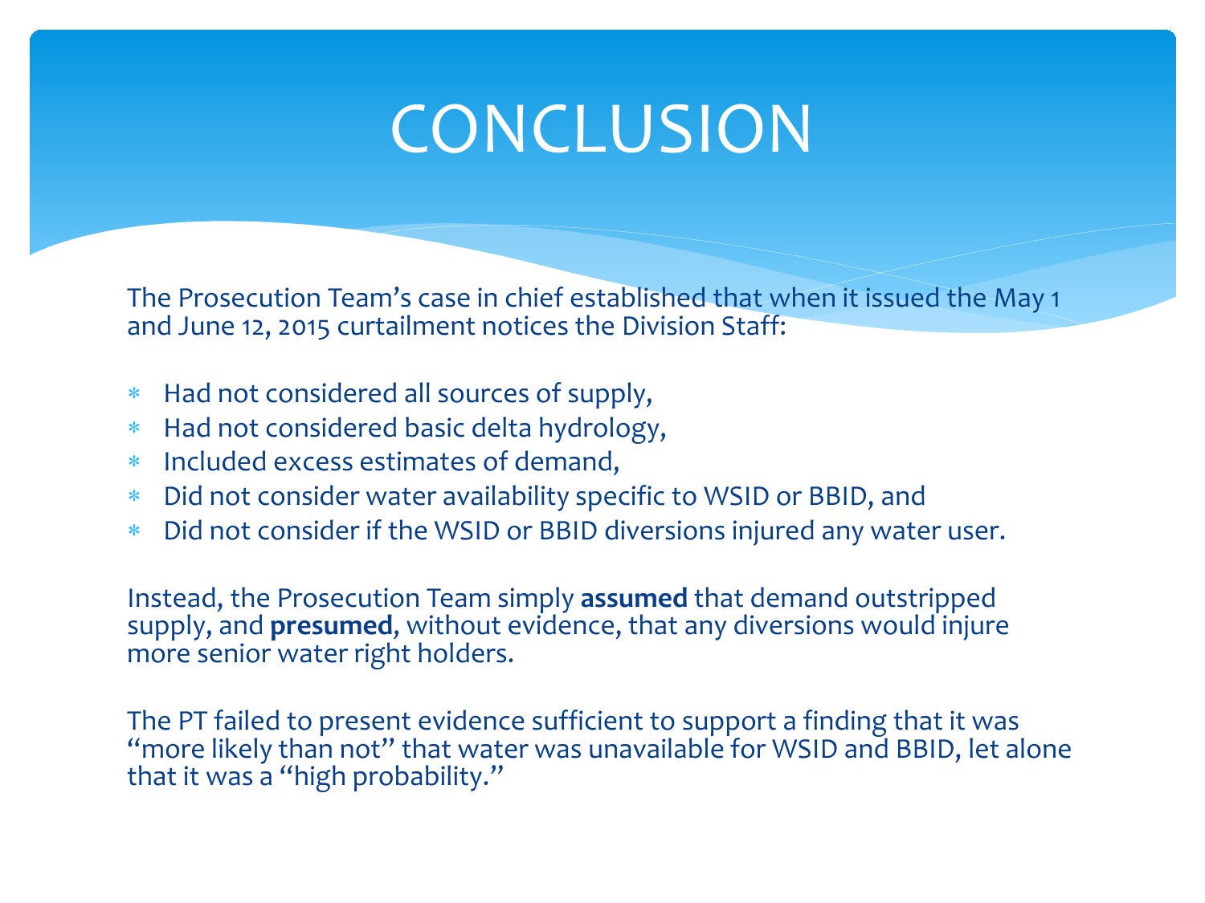# CONCLUSION

The Prosecution Team's case in chief established that when it issued the May 1 and June 12, 2015 curtailment notices the Division Staff:

- Had not considered all sources of supply,
- Had not considered basic delta hydrology,
- Included excess estimates of demand,
- Did not consider water availability specific to WSID or BBID, and
- Did not consider if the WSID or BBID diversions injured any water user.

Instead, the Prosecution Team simply **assumed** that demand outstripped supply, and **presumed**, without evidence, that any diversions would injure more senior water right holders.

The PT failed to present evidence sufficient to support a finding that it was "more likely than not" that water was unavailable for WSID and BBID, let alone that it was a "high probability."